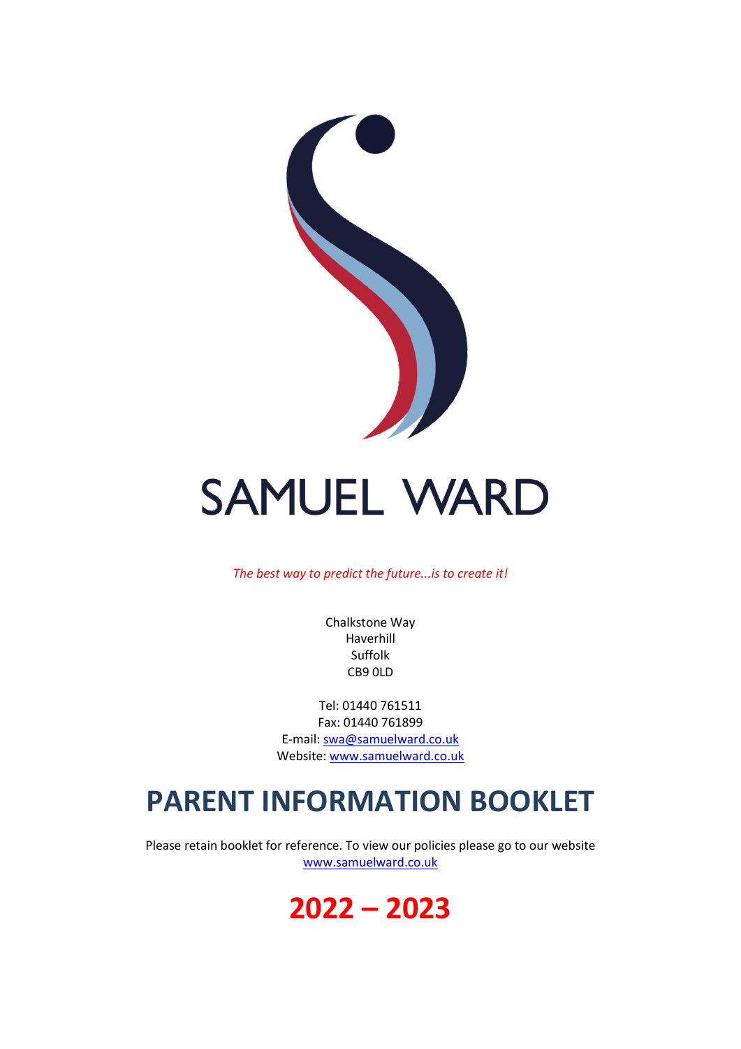# SAMUEL WARD

*The best way to predict the future...is to create it!*

Chalkstone Way
Haverhill
Suffolk
CB9 0LD

Tel: 01440 761511
Fax: 01440 761899
E-mail: swa@samuelward.co.uk
Website: www.samuelward.co.uk

# PARENT INFORMATION BOOKLET

Please retain booklet for reference. To view our policies please go to our website www.samuelward.co.uk

# 2022 – 2023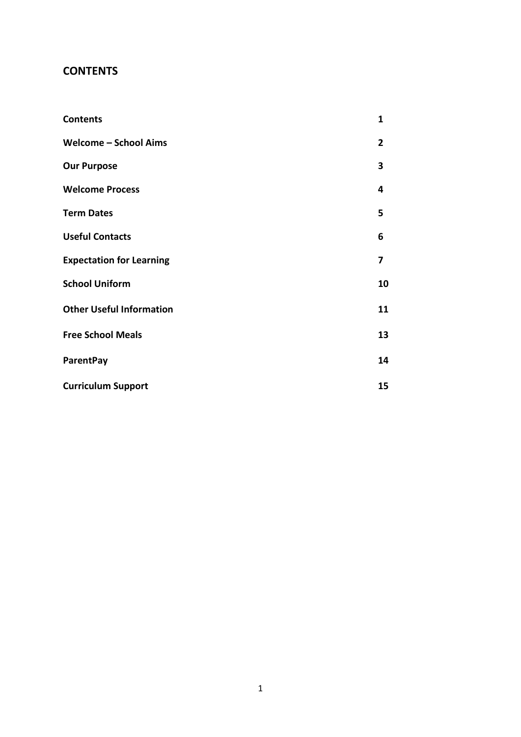## CONTENTS

| | |
|---|---|
| **Contents** | **1** |
| **Welcome – School Aims** | **2** |
| **Our Purpose** | **3** |
| **Welcome Process** | **4** |
| **Term Dates** | **5** |
| **Useful Contacts** | **6** |
| **Expectation for Learning** | **7** |
| **School Uniform** | **10** |
| **Other Useful Information** | **11** |
| **Free School Meals** | **13** |
| **ParentPay** | **14** |
| **Curriculum Support** | **15** |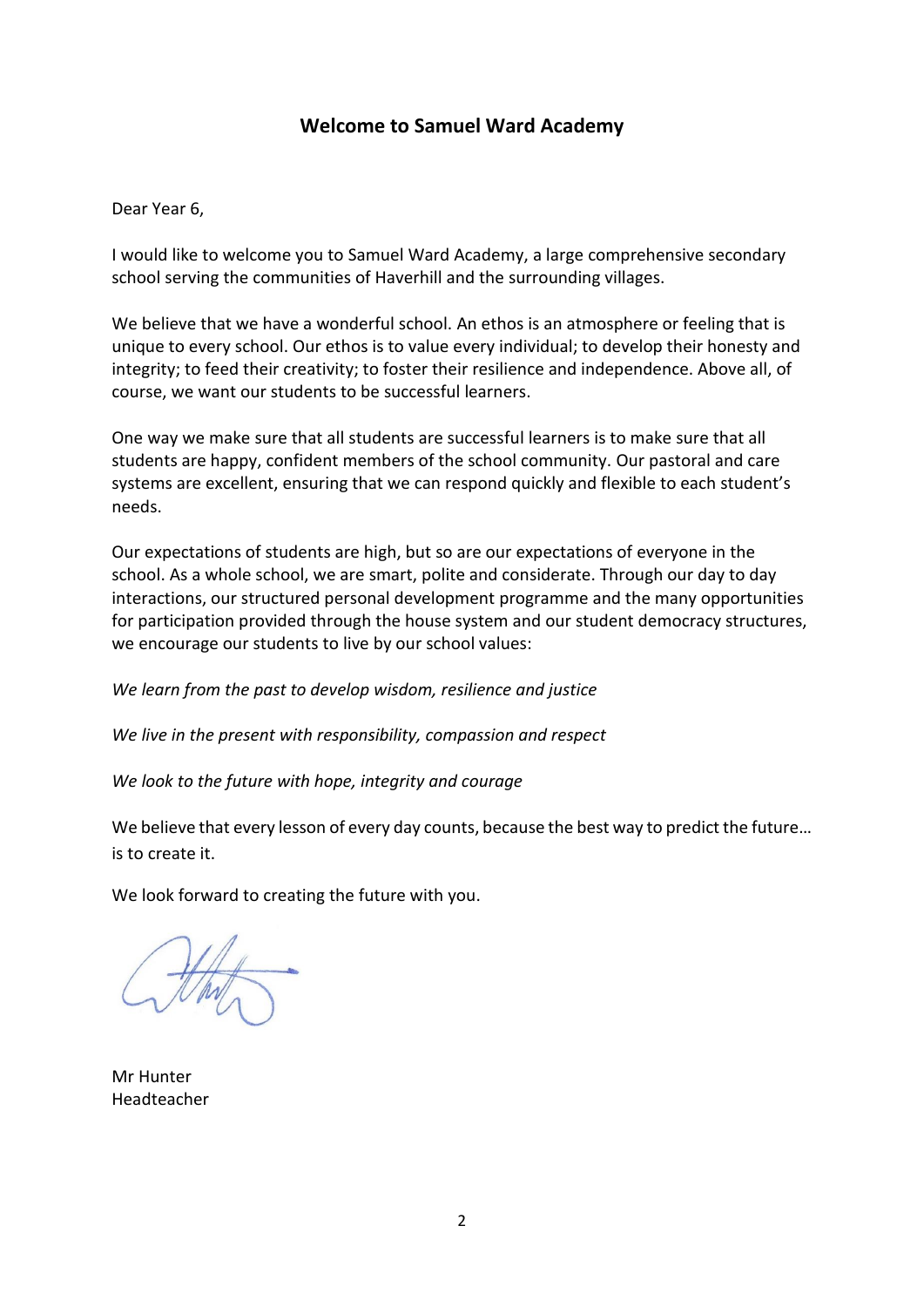## Welcome to Samuel Ward Academy

Dear Year 6,

I would like to welcome you to Samuel Ward Academy, a large comprehensive secondary school serving the communities of Haverhill and the surrounding villages.

We believe that we have a wonderful school. An ethos is an atmosphere or feeling that is unique to every school. Our ethos is to value every individual; to develop their honesty and integrity; to feed their creativity; to foster their resilience and independence. Above all, of course, we want our students to be successful learners.

One way we make sure that all students are successful learners is to make sure that all students are happy, confident members of the school community. Our pastoral and care systems are excellent, ensuring that we can respond quickly and flexible to each student's needs.

Our expectations of students are high, but so are our expectations of everyone in the school. As a whole school, we are smart, polite and considerate. Through our day to day interactions, our structured personal development programme and the many opportunities for participation provided through the house system and our student democracy structures, we encourage our students to live by our school values:

*We learn from the past to develop wisdom, resilience and justice*

*We live in the present with responsibility, compassion and respect*

*We look to the future with hope, integrity and courage*

We believe that every lesson of every day counts, because the best way to predict the future… is to create it.

We look forward to creating the future with you.

Mr Hunter
Headteacher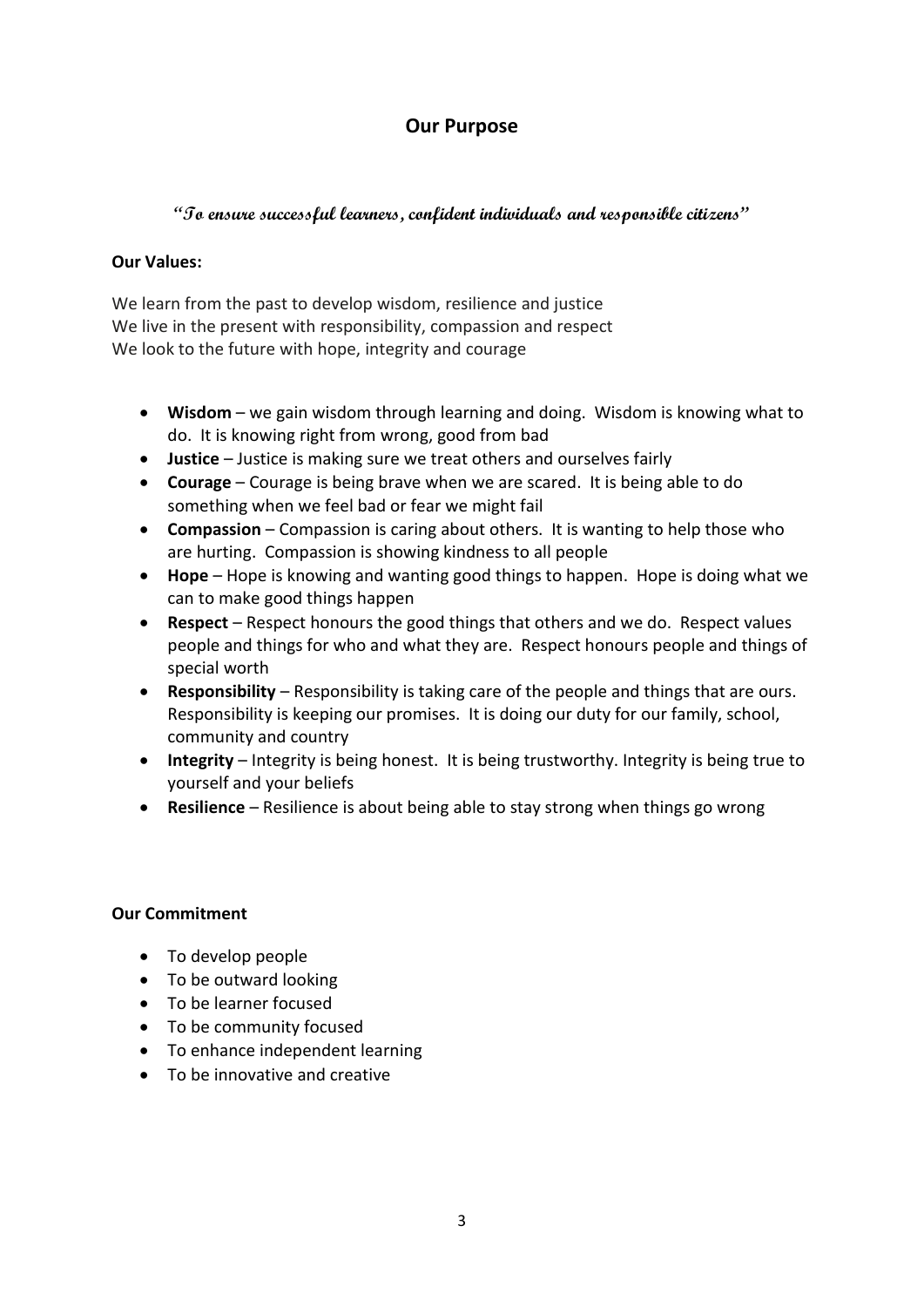## Our Purpose

***"To ensure successful learners, confident individuals and responsible citizens"***

**Our Values:**

We learn from the past to develop wisdom, resilience and justice
We live in the present with responsibility, compassion and respect
We look to the future with hope, integrity and courage

- **Wisdom** – we gain wisdom through learning and doing. Wisdom is knowing what to do. It is knowing right from wrong, good from bad
- **Justice** – Justice is making sure we treat others and ourselves fairly
- **Courage** – Courage is being brave when we are scared. It is being able to do something when we feel bad or fear we might fail
- **Compassion** – Compassion is caring about others. It is wanting to help those who are hurting. Compassion is showing kindness to all people
- **Hope** – Hope is knowing and wanting good things to happen. Hope is doing what we can to make good things happen
- **Respect** – Respect honours the good things that others and we do. Respect values people and things for who and what they are. Respect honours people and things of special worth
- **Responsibility** – Responsibility is taking care of the people and things that are ours. Responsibility is keeping our promises. It is doing our duty for our family, school, community and country
- **Integrity** – Integrity is being honest. It is being trustworthy. Integrity is being true to yourself and your beliefs
- **Resilience** – Resilience is about being able to stay strong when things go wrong

**Our Commitment**

- To develop people
- To be outward looking
- To be learner focused
- To be community focused
- To enhance independent learning
- To be innovative and creative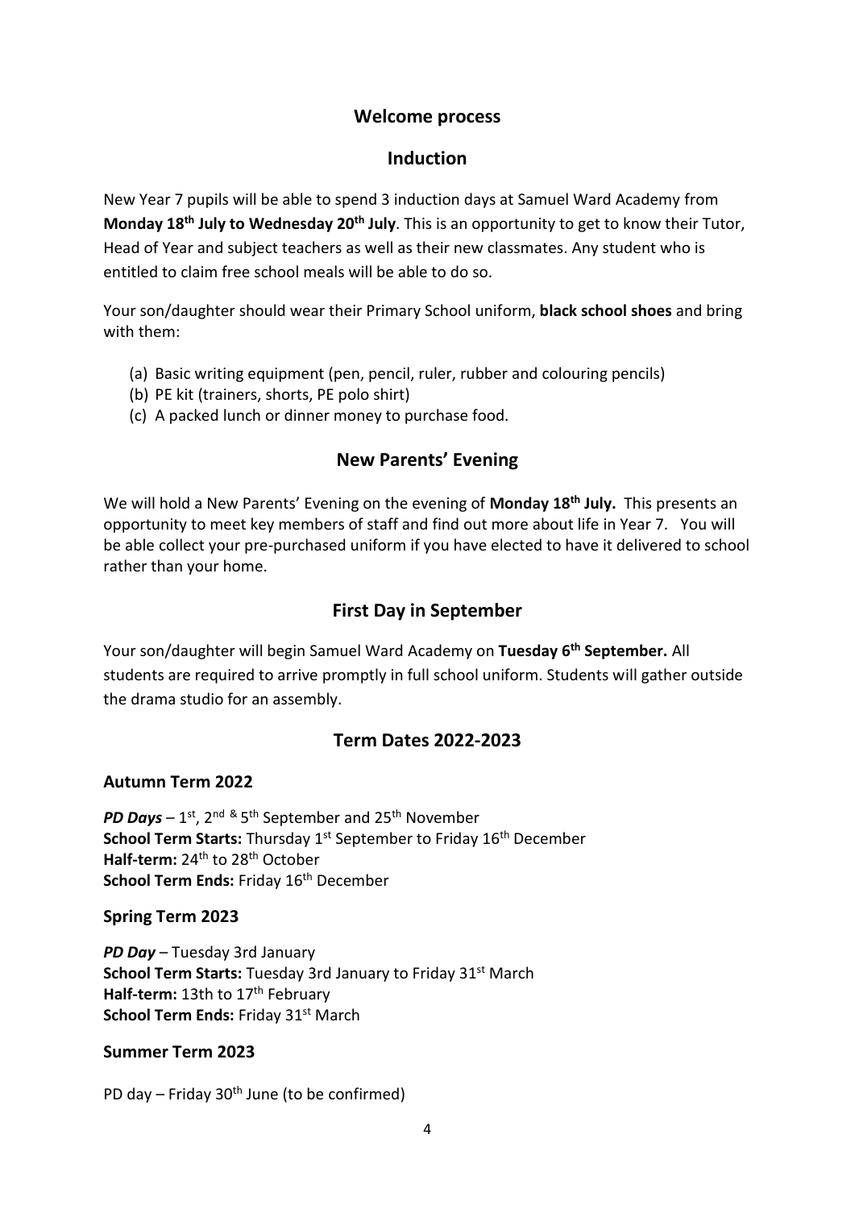## Welcome process

### Induction

New Year 7 pupils will be able to spend 3 induction days at Samuel Ward Academy from **Monday 18th July to Wednesday 20th July**. This is an opportunity to get to know their Tutor, Head of Year and subject teachers as well as their new classmates. Any student who is entitled to claim free school meals will be able to do so.

Your son/daughter should wear their Primary School uniform, **black school shoes** and bring with them:

(a) Basic writing equipment (pen, pencil, ruler, rubber and colouring pencils)
(b) PE kit (trainers, shorts, PE polo shirt)
(c) A packed lunch or dinner money to purchase food.

### New Parents' Evening

We will hold a New Parents' Evening on the evening of **Monday 18th July.** This presents an opportunity to meet key members of staff and find out more about life in Year 7. You will be able collect your pre-purchased uniform if you have elected to have it delivered to school rather than your home.

### First Day in September

Your son/daughter will begin Samuel Ward Academy on **Tuesday 6th September.** All students are required to arrive promptly in full school uniform. Students will gather outside the drama studio for an assembly.

### Term Dates 2022-2023

#### Autumn Term 2022

***PD Days*** – 1st, 2nd & 5th September and 25th November
**School Term Starts:** Thursday 1st September to Friday 16th December
**Half-term:** 24th to 28th October
**School Term Ends:** Friday 16th December

#### Spring Term 2023

***PD Day*** – Tuesday 3rd January
**School Term Starts:** Tuesday 3rd January to Friday 31st March
**Half-term:** 13th to 17th February
**School Term Ends:** Friday 31st March

#### Summer Term 2023

PD day – Friday 30th June (to be confirmed)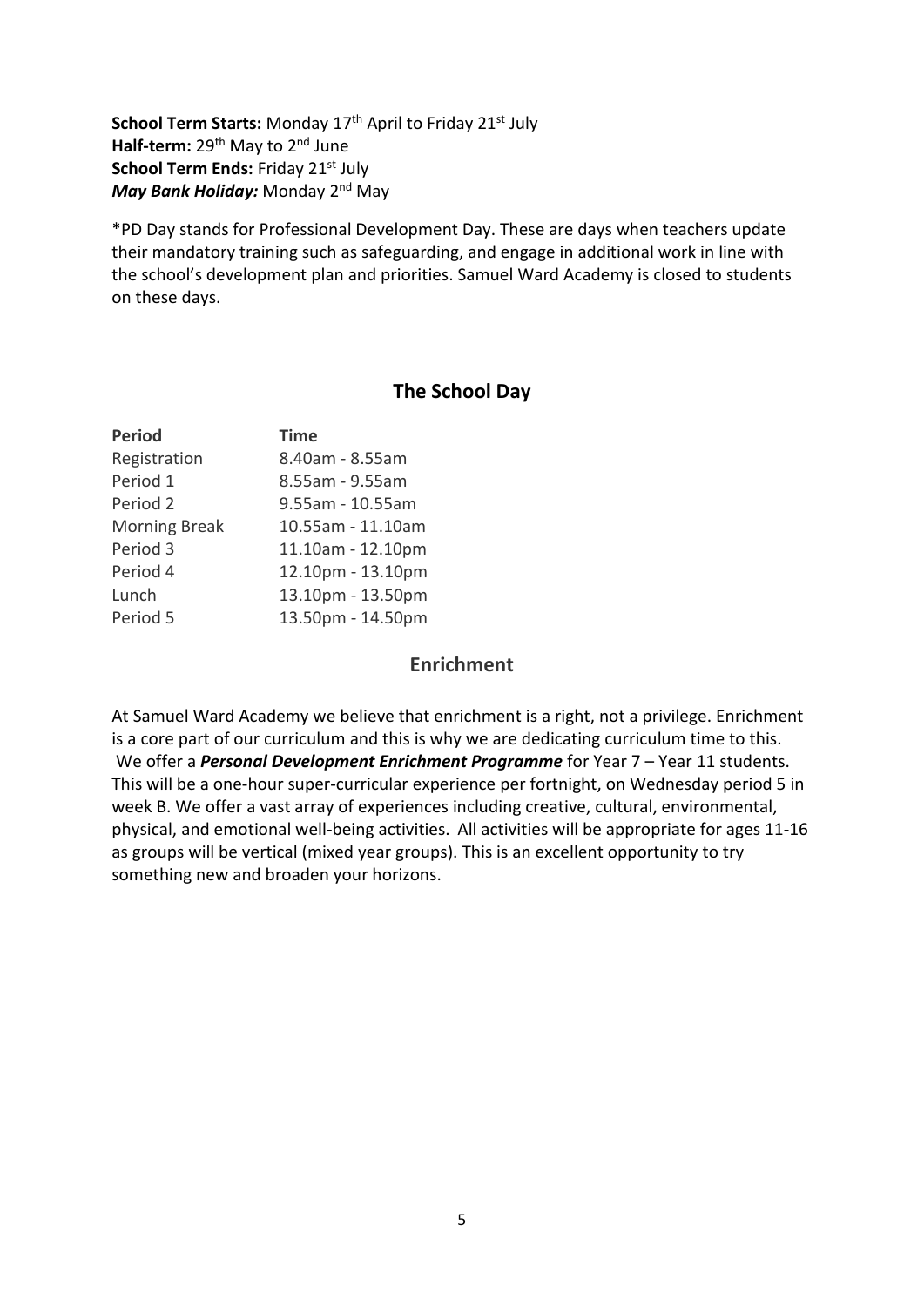**School Term Starts:** Monday 17th April to Friday 21st July
**Half-term:** 29th May to 2nd June
**School Term Ends:** Friday 21st July
***May Bank Holiday:*** Monday 2nd May

*PD Day stands for Professional Development Day. These are days when teachers update their mandatory training such as safeguarding, and engage in additional work in line with the school's development plan and priorities. Samuel Ward Academy is closed to students on these days.

## The School Day

| **Period** | **Time** |
|---|---|
| Registration | 8.40am - 8.55am |
| Period 1 | 8.55am - 9.55am |
| Period 2 | 9.55am - 10.55am |
| Morning Break | 10.55am - 11.10am |
| Period 3 | 11.10am - 12.10pm |
| Period 4 | 12.10pm - 13.10pm |
| Lunch | 13.10pm - 13.50pm |
| Period 5 | 13.50pm - 14.50pm |

## Enrichment

At Samuel Ward Academy we believe that enrichment is a right, not a privilege. Enrichment is a core part of our curriculum and this is why we are dedicating curriculum time to this. We offer a ***Personal Development Enrichment Programme*** for Year 7 – Year 11 students. This will be a one-hour super-curricular experience per fortnight, on Wednesday period 5 in week B. We offer a vast array of experiences including creative, cultural, environmental, physical, and emotional well-being activities. All activities will be appropriate for ages 11-16 as groups will be vertical (mixed year groups). This is an excellent opportunity to try something new and broaden your horizons.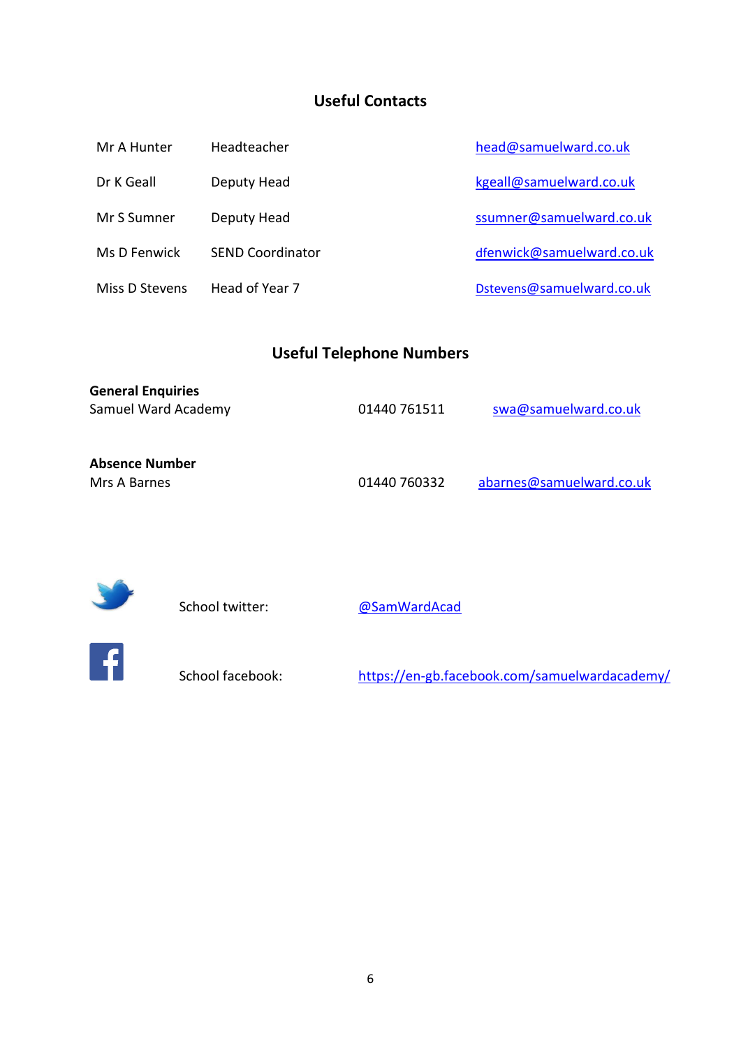## Useful Contacts

| | | |
|---|---|---|
| Mr A Hunter | Headteacher | head@samuelward.co.uk |
| Dr K Geall | Deputy Head | kgeall@samuelward.co.uk |
| Mr S Sumner | Deputy Head | ssumner@samuelward.co.uk |
| Ms D Fenwick | SEND Coordinator | dfenwick@samuelward.co.uk |
| Miss D Stevens | Head of Year 7 | Dstevens@samuelward.co.uk |

## Useful Telephone Numbers

**General Enquiries**
Samuel Ward Academy 01440 761511 swa@samuelward.co.uk

**Absence Number**
Mrs A Barnes 01440 760332 abarnes@samuelward.co.uk

School twitter: @SamWardAcad

School facebook: https://en-gb.facebook.com/samuelwardacademy/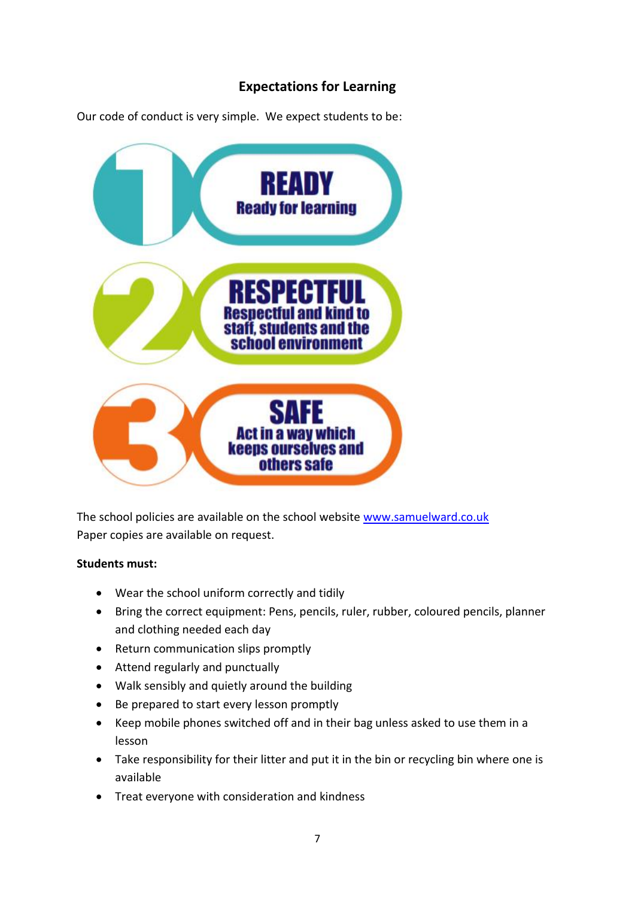## Expectations for Learning

Our code of conduct is very simple. We expect students to be:

1. **READY** – Ready for learning
2. **RESPECTFUL** – Respectful and kind to staff, students and the school environment
3. **SAFE** – Act in a way which keeps ourselves and others safe

The school policies are available on the school website [www.samuelward.co.uk](http://www.samuelward.co.uk)
Paper copies are available on request.

**Students must:**

- Wear the school uniform correctly and tidily
- Bring the correct equipment: Pens, pencils, ruler, rubber, coloured pencils, planner and clothing needed each day
- Return communication slips promptly
- Attend regularly and punctually
- Walk sensibly and quietly around the building
- Be prepared to start every lesson promptly
- Keep mobile phones switched off and in their bag unless asked to use them in a lesson
- Take responsibility for their litter and put it in the bin or recycling bin where one is available
- Treat everyone with consideration and kindness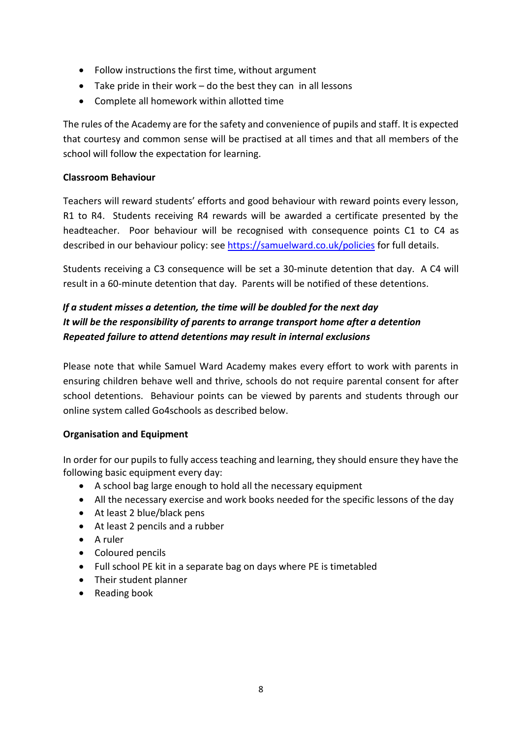- Follow instructions the first time, without argument
- Take pride in their work – do the best they can  in all lessons
- Complete all homework within allotted time

The rules of the Academy are for the safety and convenience of pupils and staff. It is expected that courtesy and common sense will be practised at all times and that all members of the school will follow the expectation for learning.

**Classroom Behaviour**

Teachers will reward students' efforts and good behaviour with reward points every lesson, R1 to R4.  Students receiving R4 rewards will be awarded a certificate presented by the headteacher.  Poor behaviour will be recognised with consequence points C1 to C4 as described in our behaviour policy: see [https://samuelward.co.uk/policies](https://samuelward.co.uk/policies) for full details.

Students receiving a C3 consequence will be set a 30-minute detention that day.  A C4 will result in a 60-minute detention that day.  Parents will be notified of these detentions.

***If a student misses a detention, the time will be doubled for the next day***
***It will be the responsibility of parents to arrange transport home after a detention***
***Repeated failure to attend detentions may result in internal exclusions***

Please note that while Samuel Ward Academy makes every effort to work with parents in ensuring children behave well and thrive, schools do not require parental consent for after school detentions.  Behaviour points can be viewed by parents and students through our online system called Go4schools as described below.

**Organisation and Equipment**

In order for our pupils to fully access teaching and learning, they should ensure they have the following basic equipment every day:

- A school bag large enough to hold all the necessary equipment
- All the necessary exercise and work books needed for the specific lessons of the day
- At least 2 blue/black pens
- At least 2 pencils and a rubber
- A ruler
- Coloured pencils
- Full school PE kit in a separate bag on days where PE is timetabled
- Their student planner
- Reading book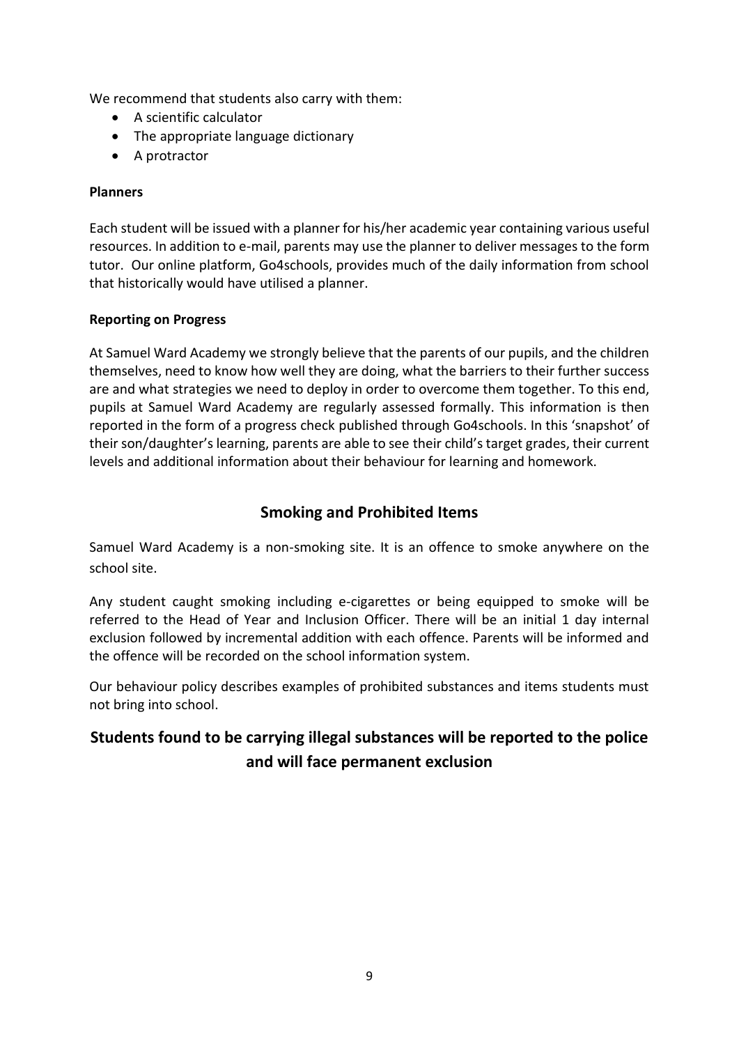We recommend that students also carry with them:

- A scientific calculator
- The appropriate language dictionary
- A protractor

**Planners**

Each student will be issued with a planner for his/her academic year containing various useful resources. In addition to e-mail, parents may use the planner to deliver messages to the form tutor. Our online platform, Go4schools, provides much of the daily information from school that historically would have utilised a planner.

**Reporting on Progress**

At Samuel Ward Academy we strongly believe that the parents of our pupils, and the children themselves, need to know how well they are doing, what the barriers to their further success are and what strategies we need to deploy in order to overcome them together. To this end, pupils at Samuel Ward Academy are regularly assessed formally. This information is then reported in the form of a progress check published through Go4schools. In this 'snapshot' of their son/daughter's learning, parents are able to see their child's target grades, their current levels and additional information about their behaviour for learning and homework.

## Smoking and Prohibited Items

Samuel Ward Academy is a non-smoking site. It is an offence to smoke anywhere on the school site.

Any student caught smoking including e-cigarettes or being equipped to smoke will be referred to the Head of Year and Inclusion Officer. There will be an initial 1 day internal exclusion followed by incremental addition with each offence. Parents will be informed and the offence will be recorded on the school information system.

Our behaviour policy describes examples of prohibited substances and items students must not bring into school.

## Students found to be carrying illegal substances will be reported to the police and will face permanent exclusion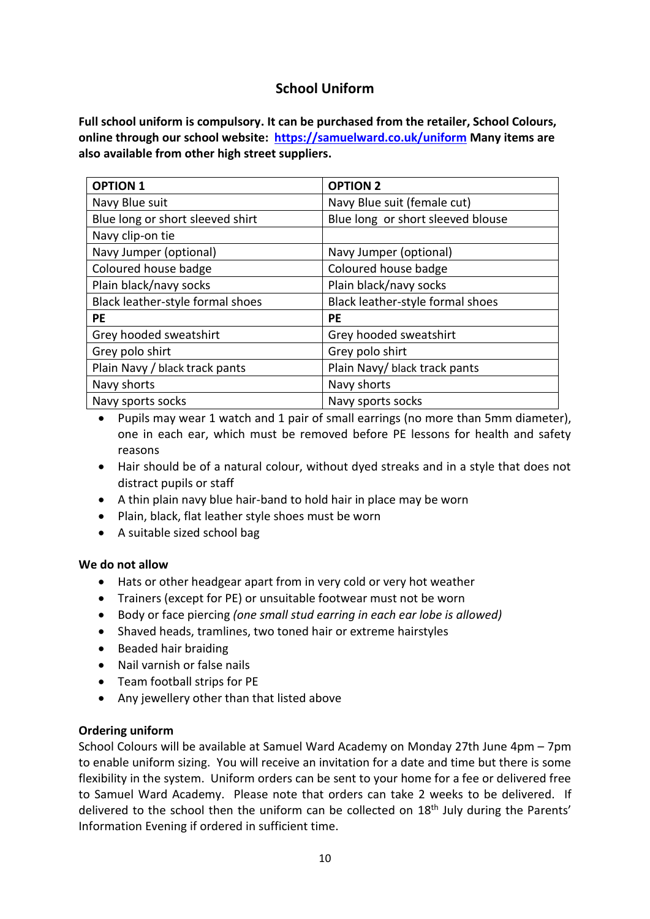## School Uniform

**Full school uniform is compulsory. It can be purchased from the retailer, School Colours, online through our school website: [https://samuelward.co.uk/uniform](https://samuelward.co.uk/uniform) Many items are also available from other high street suppliers.**

| OPTION 1 | OPTION 2 |
|---|---|
| Navy Blue suit | Navy Blue suit (female cut) |
| Blue long or short sleeved shirt | Blue long or short sleeved blouse |
| Navy clip-on tie | |
| Navy Jumper (optional) | Navy Jumper (optional) |
| Coloured house badge | Coloured house badge |
| Plain black/navy socks | Plain black/navy socks |
| Black leather-style formal shoes | Black leather-style formal shoes |
| **PE** | **PE** |
| Grey hooded sweatshirt | Grey hooded sweatshirt |
| Grey polo shirt | Grey polo shirt |
| Plain Navy / black track pants | Plain Navy/ black track pants |
| Navy shorts | Navy shorts |
| Navy sports socks | Navy sports socks |

- Pupils may wear 1 watch and 1 pair of small earrings (no more than 5mm diameter), one in each ear, which must be removed before PE lessons for health and safety reasons
- Hair should be of a natural colour, without dyed streaks and in a style that does not distract pupils or staff
- A thin plain navy blue hair-band to hold hair in place may be worn
- Plain, black, flat leather style shoes must be worn
- A suitable sized school bag

**We do not allow**

- Hats or other headgear apart from in very cold or very hot weather
- Trainers (except for PE) or unsuitable footwear must not be worn
- Body or face piercing *(one small stud earring in each ear lobe is allowed)*
- Shaved heads, tramlines, two toned hair or extreme hairstyles
- Beaded hair braiding
- Nail varnish or false nails
- Team football strips for PE
- Any jewellery other than that listed above

**Ordering uniform**

School Colours will be available at Samuel Ward Academy on Monday 27th June 4pm – 7pm to enable uniform sizing. You will receive an invitation for a date and time but there is some flexibility in the system. Uniform orders can be sent to your home for a fee or delivered free to Samuel Ward Academy. Please note that orders can take 2 weeks to be delivered. If delivered to the school then the uniform can be collected on 18th July during the Parents' Information Evening if ordered in sufficient time.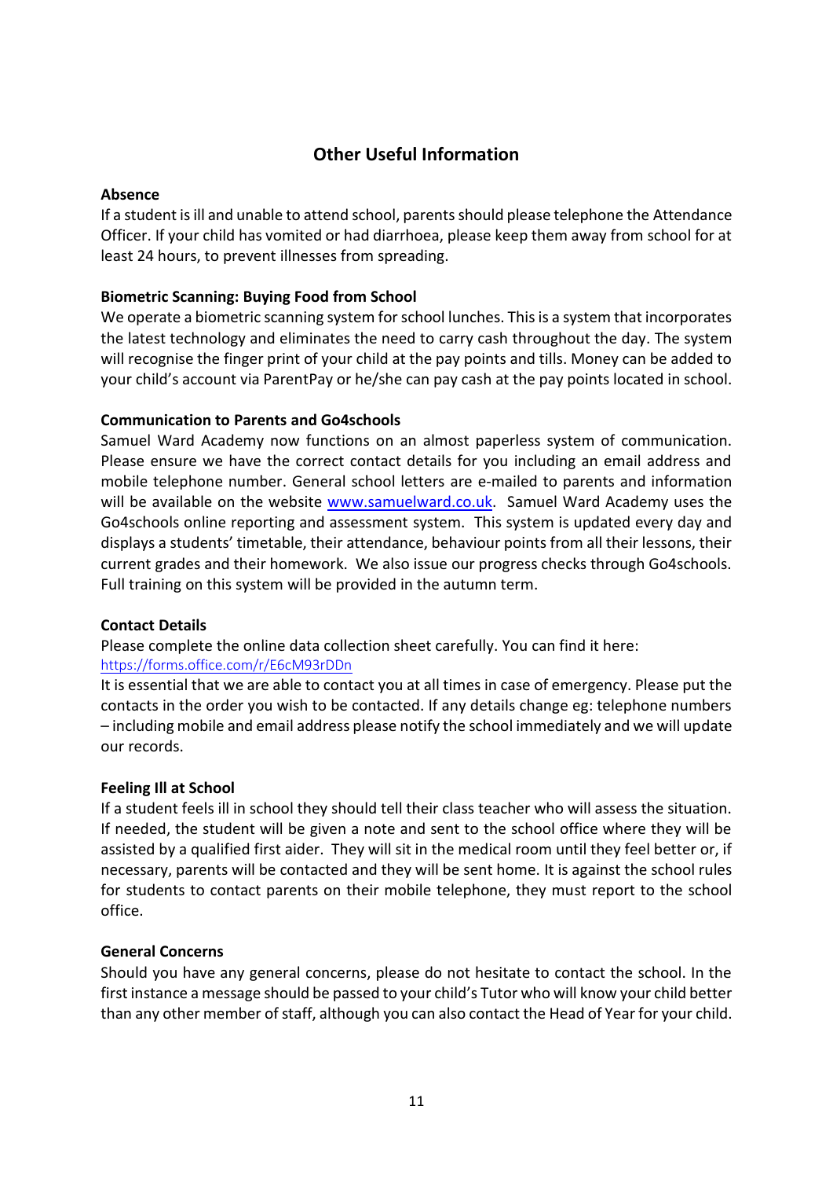## Other Useful Information

**Absence**

If a student is ill and unable to attend school, parents should please telephone the Attendance Officer. If your child has vomited or had diarrhoea, please keep them away from school for at least 24 hours, to prevent illnesses from spreading.

**Biometric Scanning: Buying Food from School**

We operate a biometric scanning system for school lunches. This is a system that incorporates the latest technology and eliminates the need to carry cash throughout the day. The system will recognise the finger print of your child at the pay points and tills. Money can be added to your child's account via ParentPay or he/she can pay cash at the pay points located in school.

**Communication to Parents and Go4schools**

Samuel Ward Academy now functions on an almost paperless system of communication. Please ensure we have the correct contact details for you including an email address and mobile telephone number. General school letters are e-mailed to parents and information will be available on the website [www.samuelward.co.uk](www.samuelward.co.uk). Samuel Ward Academy uses the Go4schools online reporting and assessment system. This system is updated every day and displays a students' timetable, their attendance, behaviour points from all their lessons, their current grades and their homework. We also issue our progress checks through Go4schools. Full training on this system will be provided in the autumn term.

**Contact Details**

Please complete the online data collection sheet carefully. You can find it here:
[https://forms.office.com/r/E6cM93rDDn](https://forms.office.com/r/E6cM93rDDn)
It is essential that we are able to contact you at all times in case of emergency. Please put the contacts in the order you wish to be contacted. If any details change eg: telephone numbers – including mobile and email address please notify the school immediately and we will update our records.

**Feeling Ill at School**

If a student feels ill in school they should tell their class teacher who will assess the situation. If needed, the student will be given a note and sent to the school office where they will be assisted by a qualified first aider. They will sit in the medical room until they feel better or, if necessary, parents will be contacted and they will be sent home. It is against the school rules for students to contact parents on their mobile telephone, they must report to the school office.

**General Concerns**

Should you have any general concerns, please do not hesitate to contact the school. In the first instance a message should be passed to your child's Tutor who will know your child better than any other member of staff, although you can also contact the Head of Year for your child.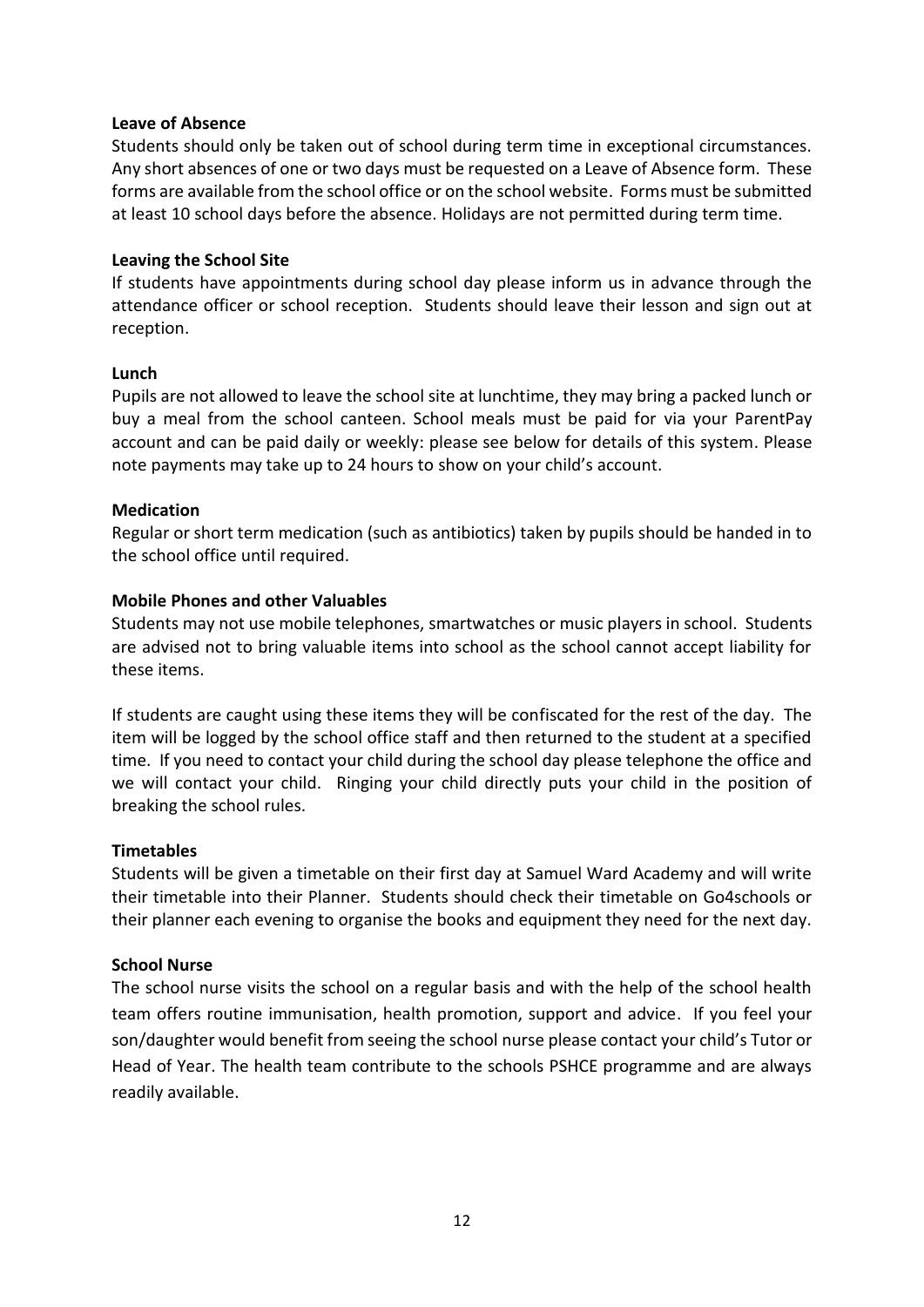**Leave of Absence**

Students should only be taken out of school during term time in exceptional circumstances. Any short absences of one or two days must be requested on a Leave of Absence form. These forms are available from the school office or on the school website. Forms must be submitted at least 10 school days before the absence. Holidays are not permitted during term time.

**Leaving the School Site**

If students have appointments during school day please inform us in advance through the attendance officer or school reception. Students should leave their lesson and sign out at reception.

**Lunch**

Pupils are not allowed to leave the school site at lunchtime, they may bring a packed lunch or buy a meal from the school canteen. School meals must be paid for via your ParentPay account and can be paid daily or weekly: please see below for details of this system. Please note payments may take up to 24 hours to show on your child's account.

**Medication**

Regular or short term medication (such as antibiotics) taken by pupils should be handed in to the school office until required.

**Mobile Phones and other Valuables**

Students may not use mobile telephones, smartwatches or music players in school. Students are advised not to bring valuable items into school as the school cannot accept liability for these items.

If students are caught using these items they will be confiscated for the rest of the day. The item will be logged by the school office staff and then returned to the student at a specified time. If you need to contact your child during the school day please telephone the office and we will contact your child. Ringing your child directly puts your child in the position of breaking the school rules.

**Timetables**

Students will be given a timetable on their first day at Samuel Ward Academy and will write their timetable into their Planner. Students should check their timetable on Go4schools or their planner each evening to organise the books and equipment they need for the next day.

**School Nurse**

The school nurse visits the school on a regular basis and with the help of the school health team offers routine immunisation, health promotion, support and advice. If you feel your son/daughter would benefit from seeing the school nurse please contact your child's Tutor or Head of Year. The health team contribute to the schools PSHCE programme and are always readily available.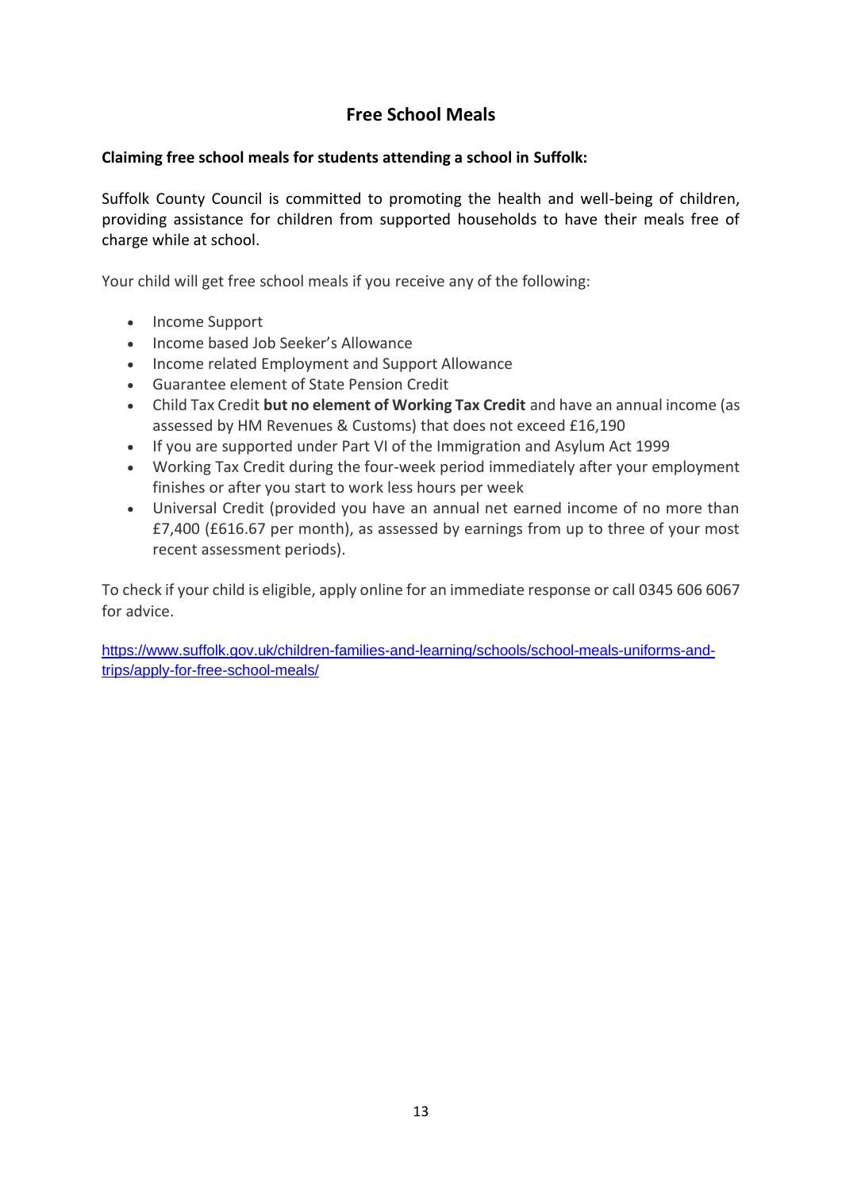# Free School Meals

**Claiming free school meals for students attending a school in Suffolk:**

Suffolk County Council is committed to promoting the health and well-being of children, providing assistance for children from supported households to have their meals free of charge while at school.

Your child will get free school meals if you receive any of the following:

- Income Support
- Income based Job Seeker's Allowance
- Income related Employment and Support Allowance
- Guarantee element of State Pension Credit
- Child Tax Credit **but no element of Working Tax Credit** and have an annual income (as assessed by HM Revenues & Customs) that does not exceed £16,190
- If you are supported under Part VI of the Immigration and Asylum Act 1999
- Working Tax Credit during the four-week period immediately after your employment finishes or after you start to work less hours per week
- Universal Credit (provided you have an annual net earned income of no more than £7,400 (£616.67 per month), as assessed by earnings from up to three of your most recent assessment periods).

To check if your child is eligible, apply online for an immediate response or call 0345 606 6067 for advice.

[https://www.suffolk.gov.uk/children-families-and-learning/schools/school-meals-uniforms-and-trips/apply-for-free-school-meals/](https://www.suffolk.gov.uk/children-families-and-learning/schools/school-meals-uniforms-and-trips/apply-for-free-school-meals/)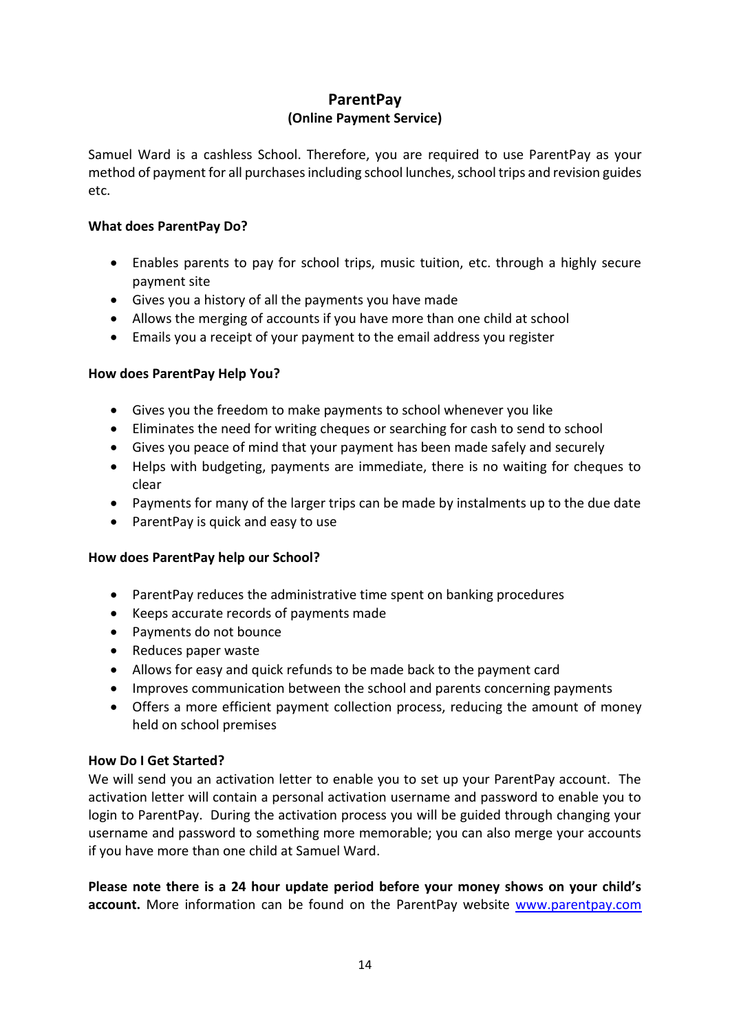## ParentPay
### (Online Payment Service)

Samuel Ward is a cashless School. Therefore, you are required to use ParentPay as your method of payment for all purchases including school lunches, school trips and revision guides etc.

**What does ParentPay Do?**

- Enables parents to pay for school trips, music tuition, etc. through a highly secure payment site
- Gives you a history of all the payments you have made
- Allows the merging of accounts if you have more than one child at school
- Emails you a receipt of your payment to the email address you register

**How does ParentPay Help You?**

- Gives you the freedom to make payments to school whenever you like
- Eliminates the need for writing cheques or searching for cash to send to school
- Gives you peace of mind that your payment has been made safely and securely
- Helps with budgeting, payments are immediate, there is no waiting for cheques to clear
- Payments for many of the larger trips can be made by instalments up to the due date
- ParentPay is quick and easy to use

**How does ParentPay help our School?**

- ParentPay reduces the administrative time spent on banking procedures
- Keeps accurate records of payments made
- Payments do not bounce
- Reduces paper waste
- Allows for easy and quick refunds to be made back to the payment card
- Improves communication between the school and parents concerning payments
- Offers a more efficient payment collection process, reducing the amount of money held on school premises

**How Do I Get Started?**

We will send you an activation letter to enable you to set up your ParentPay account. The activation letter will contain a personal activation username and password to enable you to login to ParentPay. During the activation process you will be guided through changing your username and password to something more memorable; you can also merge your accounts if you have more than one child at Samuel Ward.

**Please note there is a 24 hour update period before your money shows on your child's account.** More information can be found on the ParentPay website [www.parentpay.com](http://www.parentpay.com)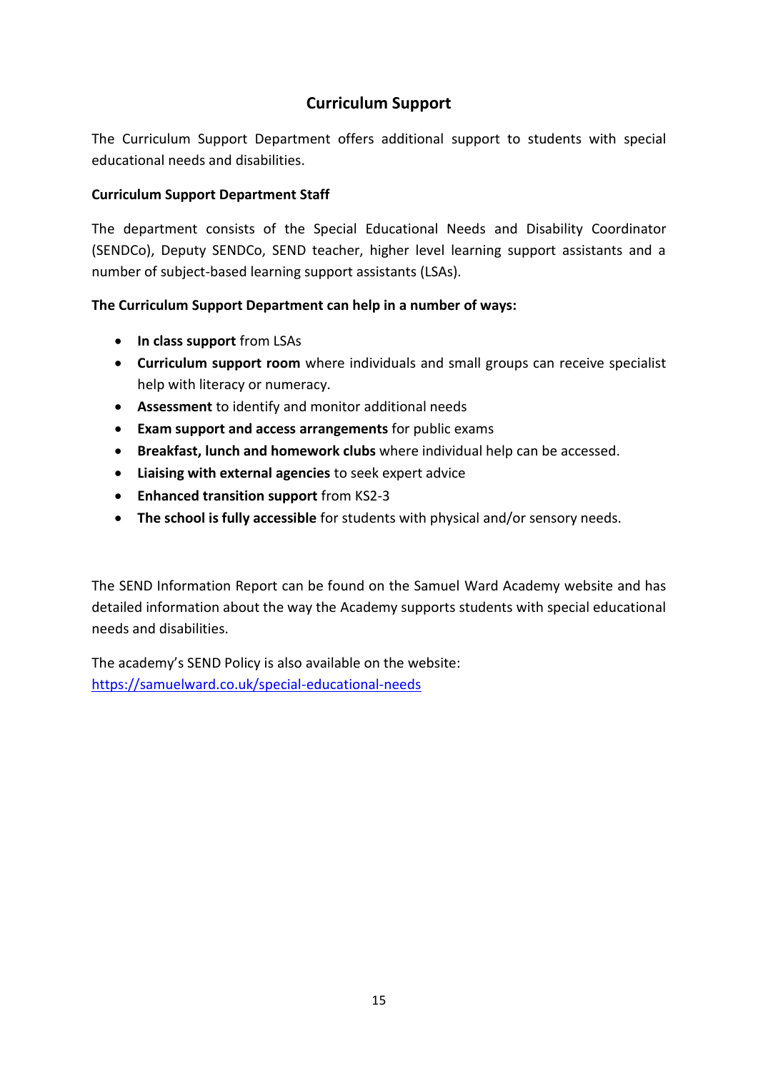# Curriculum Support

The Curriculum Support Department offers additional support to students with special educational needs and disabilities.

**Curriculum Support Department Staff**

The department consists of the Special Educational Needs and Disability Coordinator (SENDCo), Deputy SENDCo, SEND teacher, higher level learning support assistants and a number of subject-based learning support assistants (LSAs).

**The Curriculum Support Department can help in a number of ways:**

- **In class support** from LSAs
- **Curriculum support room** where individuals and small groups can receive specialist help with literacy or numeracy.
- **Assessment** to identify and monitor additional needs
- **Exam support and access arrangements** for public exams
- **Breakfast, lunch and homework clubs** where individual help can be accessed.
- **Liaising with external agencies** to seek expert advice
- **Enhanced transition support** from KS2-3
- **The school is fully accessible** for students with physical and/or sensory needs.

The SEND Information Report can be found on the Samuel Ward Academy website and has detailed information about the way the Academy supports students with special educational needs and disabilities.

The academy's SEND Policy is also available on the website:
[https://samuelward.co.uk/special-educational-needs](https://samuelward.co.uk/special-educational-needs)